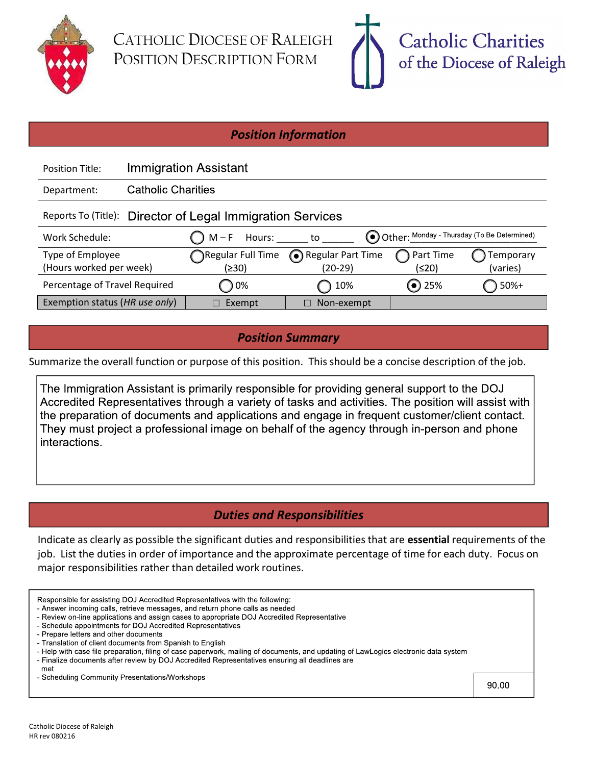# Catholic Diocese of Raleigh Position Description Form

**Catholic Charities of the Diocese of Raleigh**

## *Position Information*

| | | | | |
|---|---|---|---|---|
| Position Title: | Immigration Assistant | | | |
| Department: | Catholic Charities | | | |
| Reports To (Title): | Director of Legal Immigration Services | | | |
| Work Schedule: | ○ M – F Hours: ______ to ______ | | ◉ Other: Monday - Thursday (To Be Determined) | |
| Type of Employee (Hours worked per week) | ○ Regular Full Time (≥30) | ◉ Regular Part Time (20-29) | ○ Part Time (≤20) | ○ Temporary (varies) |
| Percentage of Travel Required | ○ 0% | ○ 10% | ◉ 25% | ○ 50%+ |
| Exemption status (*HR use only*) | ☐ Exempt | ☐ Non-exempt | | |

## *Position Summary*

Summarize the overall function or purpose of this position. This should be a concise description of the job.

The Immigration Assistant is primarily responsible for providing general support to the DOJ Accredited Representatives through a variety of tasks and activities. The position will assist with the preparation of documents and applications and engage in frequent customer/client contact. They must project a professional image on behalf of the agency through in-person and phone interactions.

## *Duties and Responsibilities*

Indicate as clearly as possible the significant duties and responsibilities that are **essential** requirements of the job. List the duties in order of importance and the approximate percentage of time for each duty. Focus on major responsibilities rather than detailed work routines.

Responsible for assisting DOJ Accredited Representatives with the following:
- Answer incoming calls, retrieve messages, and return phone calls as needed
- Review on-line applications and assign cases to appropriate DOJ Accredited Representative
- Schedule appointments for DOJ Accredited Representatives
- Prepare letters and other documents
- Translation of client documents from Spanish to English
- Help with case file preparation, filing of case paperwork, mailing of documents, and updating of LawLogics electronic data system
- Finalize documents after review by DOJ Accredited Representatives ensuring all deadlines are met
- Scheduling Community Presentations/Workshops

90.00

Catholic Diocese of Raleigh
HR rev 080216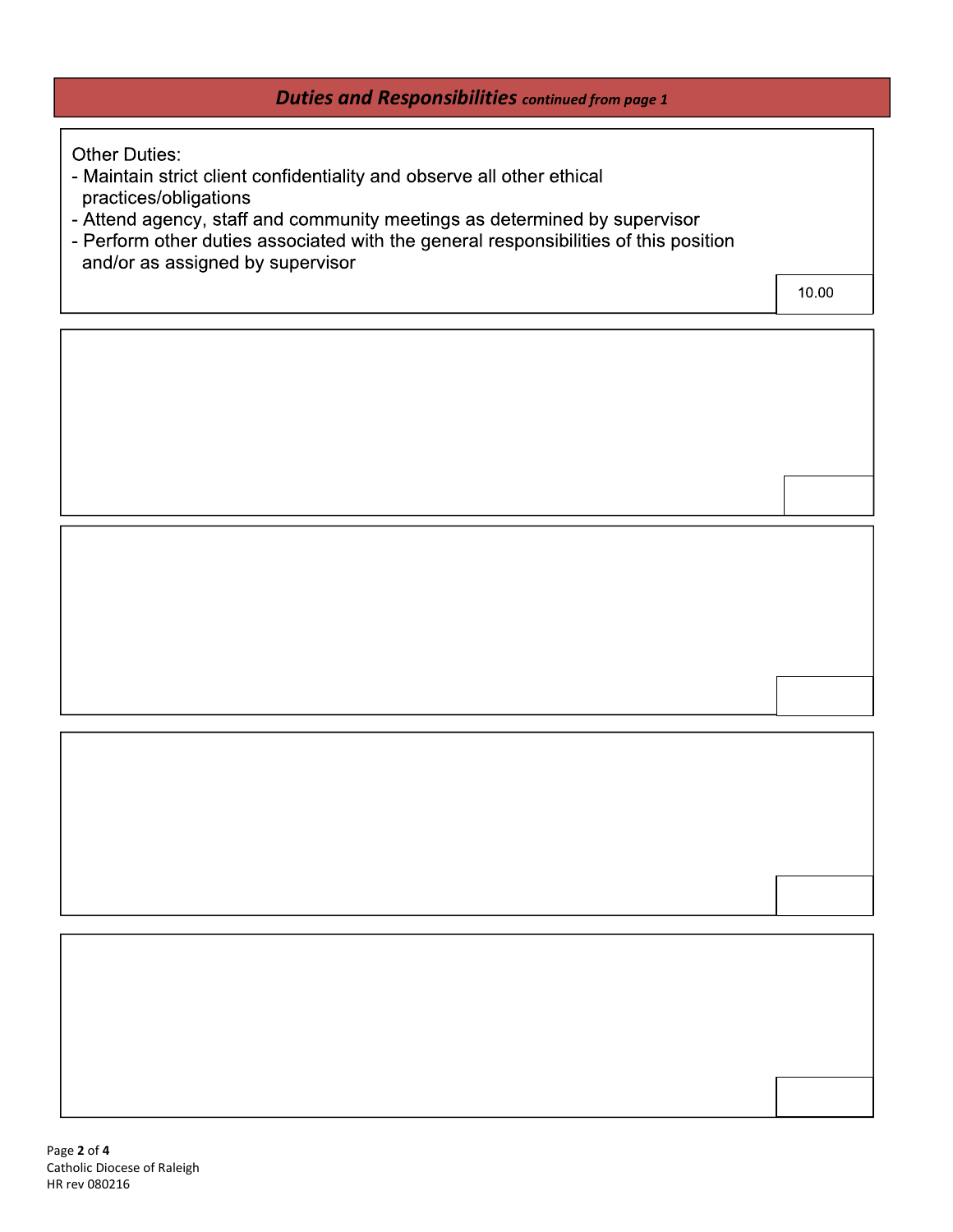## *Duties and Responsibilities* *continued from page 1*

Other Duties:
- Maintain strict client confidentiality and observe all other ethical practices/obligations
- Attend agency, staff and community meetings as determined by supervisor
- Perform other duties associated with the general responsibilities of this position and/or as assigned by supervisor

10.00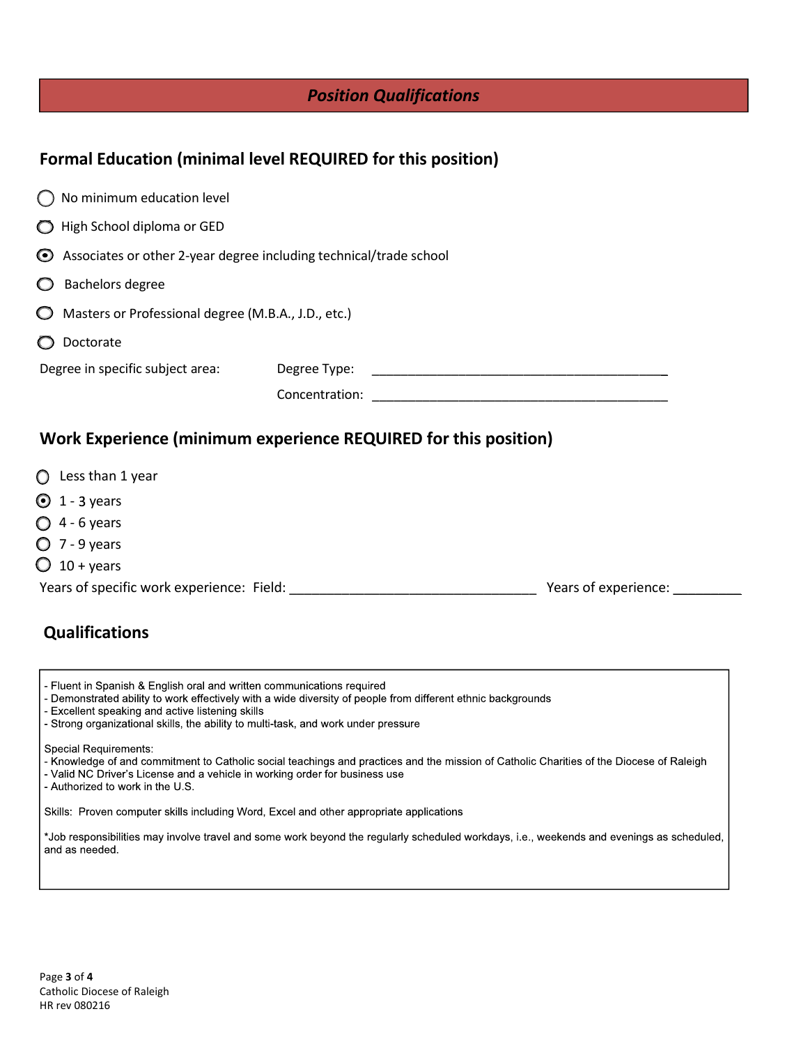## *Position Qualifications*

### Formal Education (minimal level REQUIRED for this position)

- ○ No minimum education level
- ○ High School diploma or GED
- ◉ Associates or other 2-year degree including technical/trade school
- ○ Bachelors degree
- ○ Masters or Professional degree (M.B.A., J.D., etc.)
- ○ Doctorate

Degree in specific subject area: Degree Type: ___________________________________________

Concentration: ___________________________________________

### Work Experience (minimum experience REQUIRED for this position)

- ○ Less than 1 year
- ◉ 1 - 3 years
- ○ 4 - 6 years
- ○ 7 - 9 years
- ○ 10 + years

Years of specific work experience: Field: __________________________________ Years of experience: _________

### Qualifications

- Fluent in Spanish & English oral and written communications required
- Demonstrated ability to work effectively with a wide diversity of people from different ethnic backgrounds
- Excellent speaking and active listening skills
- Strong organizational skills, the ability to multi-task, and work under pressure

Special Requirements:
- Knowledge of and commitment to Catholic social teachings and practices and the mission of Catholic Charities of the Diocese of Raleigh
- Valid NC Driver's License and a vehicle in working order for business use
- Authorized to work in the U.S.

Skills: Proven computer skills including Word, Excel and other appropriate applications

*Job responsibilities may involve travel and some work beyond the regularly scheduled workdays, i.e., weekends and evenings as scheduled, and as needed.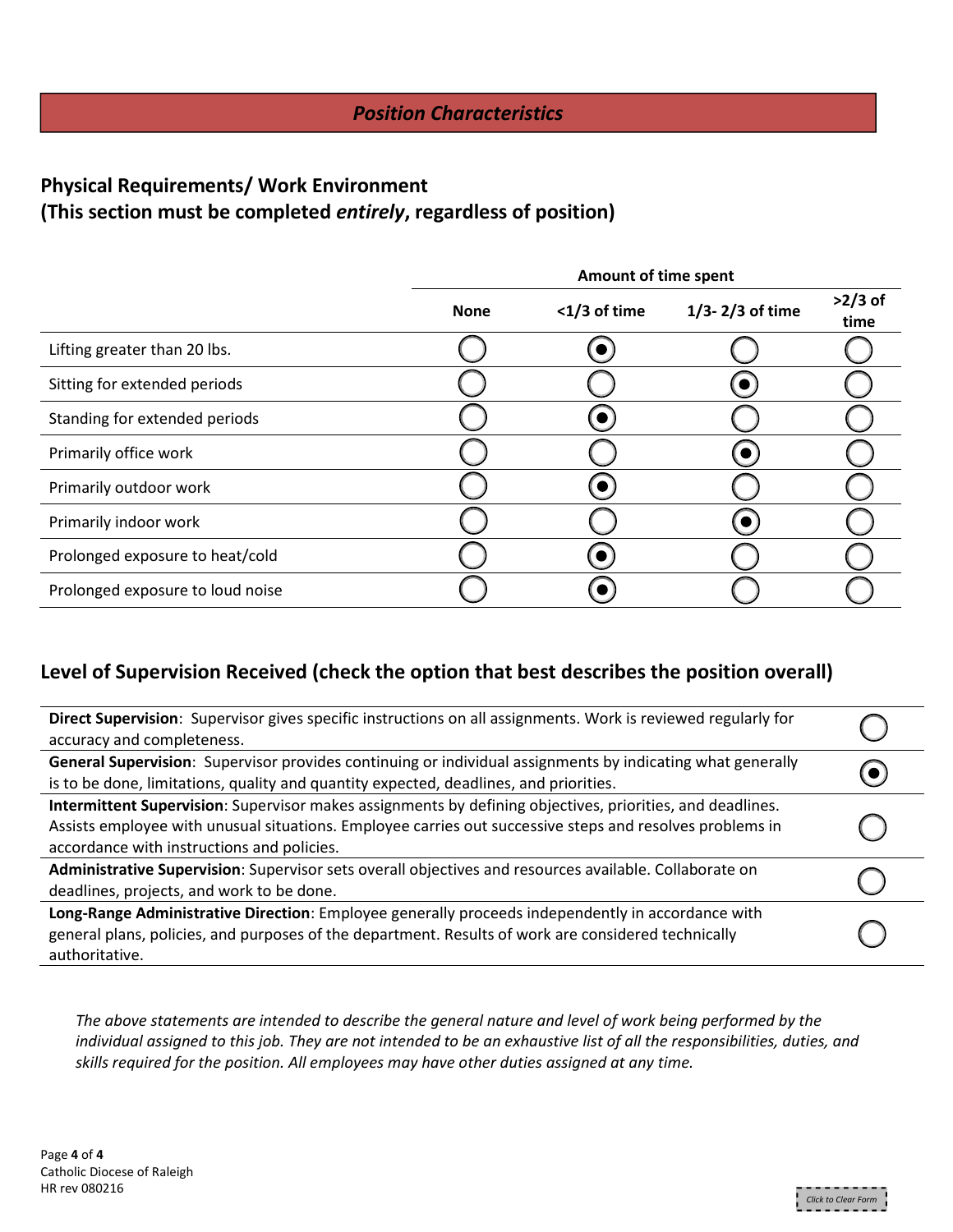## *Position Characteristics*

### Physical Requirements/ Work Environment
### (This section must be completed *entirely*, regardless of position)

| | Amount of time spent | | | |
|---|---|---|---|---|
| | None | <1/3 of time | 1/3- 2/3 of time | >2/3 of time |
| Lifting greater than 20 lbs. | ○ | ◉ | ○ | ○ |
| Sitting for extended periods | ○ | ○ | ◉ | ○ |
| Standing for extended periods | ○ | ◉ | ○ | ○ |
| Primarily office work | ○ | ○ | ◉ | ○ |
| Primarily outdoor work | ○ | ◉ | ○ | ○ |
| Primarily indoor work | ○ | ○ | ◉ | ○ |
| Prolonged exposure to heat/cold | ○ | ◉ | ○ | ○ |
| Prolonged exposure to loud noise | ○ | ◉ | ○ | ○ |

### Level of Supervision Received (check the option that best describes the position overall)

| | |
|---|---|
| **Direct Supervision**: Supervisor gives specific instructions on all assignments. Work is reviewed regularly for accuracy and completeness. | ○ |
| **General Supervision**: Supervisor provides continuing or individual assignments by indicating what generally is to be done, limitations, quality and quantity expected, deadlines, and priorities. | ◉ |
| **Intermittent Supervision**: Supervisor makes assignments by defining objectives, priorities, and deadlines. Assists employee with unusual situations. Employee carries out successive steps and resolves problems in accordance with instructions and policies. | ○ |
| **Administrative Supervision**: Supervisor sets overall objectives and resources available. Collaborate on deadlines, projects, and work to be done. | ○ |
| **Long-Range Administrative Direction**: Employee generally proceeds independently in accordance with general plans, policies, and purposes of the department. Results of work are considered technically authoritative. | ○ |

*The above statements are intended to describe the general nature and level of work being performed by the individual assigned to this job. They are not intended to be an exhaustive list of all the responsibilities, duties, and skills required for the position. All employees may have other duties assigned at any time.*

Catholic Diocese of Raleigh
HR rev 080216